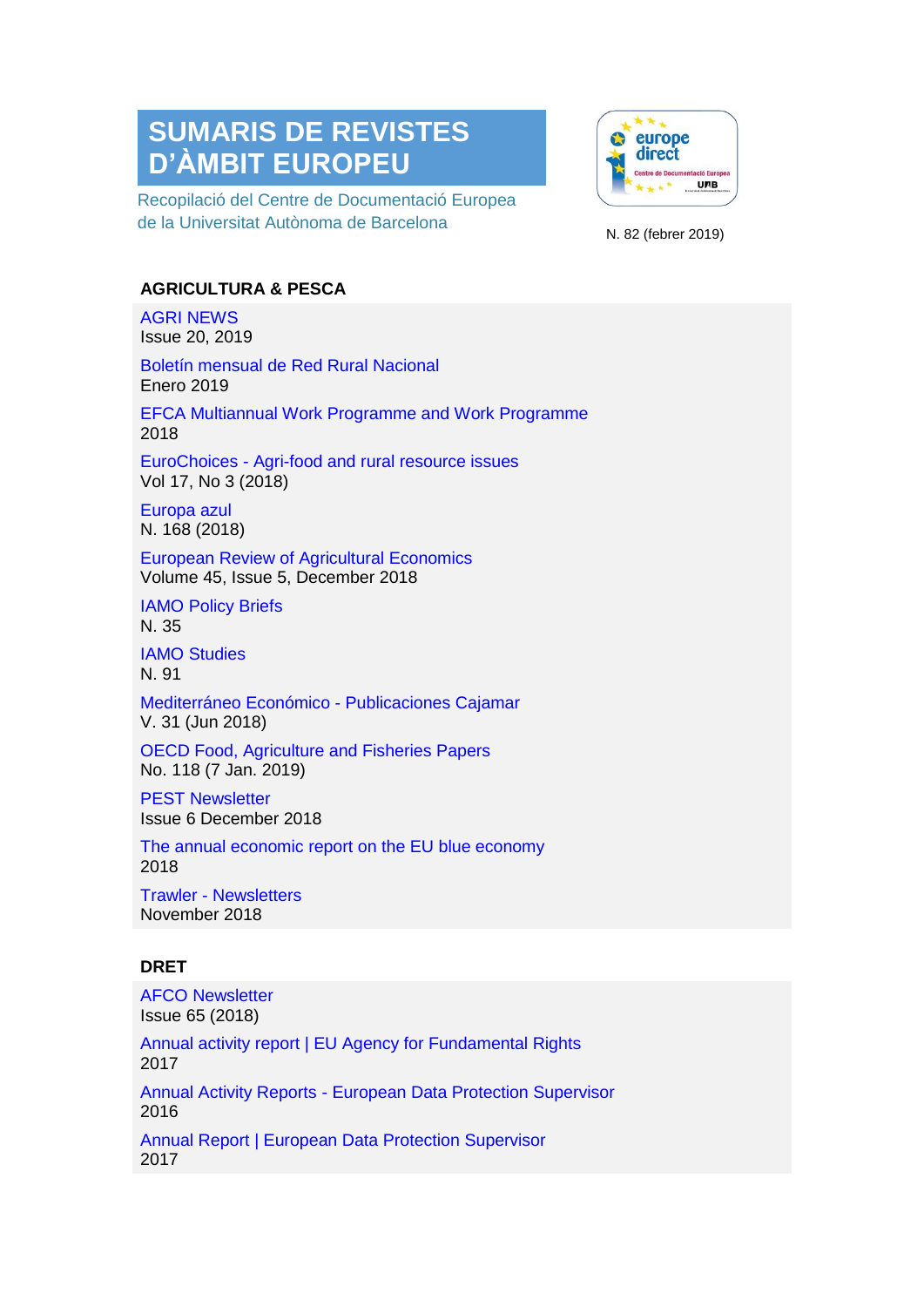# SUMARIS DE REVISTES D'ÀMBIT EUROPEU

Recopilació del Centre de Documentació Europea de la Universitat Autònoma de Barcelona

N. 82 (febrer 2019)

## AGRICULTURA & PESCA

AGRI NEWS
Issue 20, 2019

Boletín mensual de Red Rural Nacional
Enero 2019

EFCA Multiannual Work Programme and Work Programme
2018

EuroChoices - Agri-food and rural resource issues
Vol 17, No 3 (2018)

Europa azul
N. 168 (2018)

European Review of Agricultural Economics
Volume 45, Issue 5, December 2018

IAMO Policy Briefs
N. 35

IAMO Studies
N. 91

Mediterráneo Económico - Publicaciones Cajamar
V. 31 (Jun 2018)

OECD Food, Agriculture and Fisheries Papers
No. 118 (7 Jan. 2019)

PEST Newsletter
Issue 6 December 2018

The annual economic report on the EU blue economy
2018

Trawler - Newsletters
November 2018

## DRET

AFCO Newsletter
Issue 65 (2018)

Annual activity report | EU Agency for Fundamental Rights
2017

Annual Activity Reports - European Data Protection Supervisor
2016

Annual Report | European Data Protection Supervisor
2017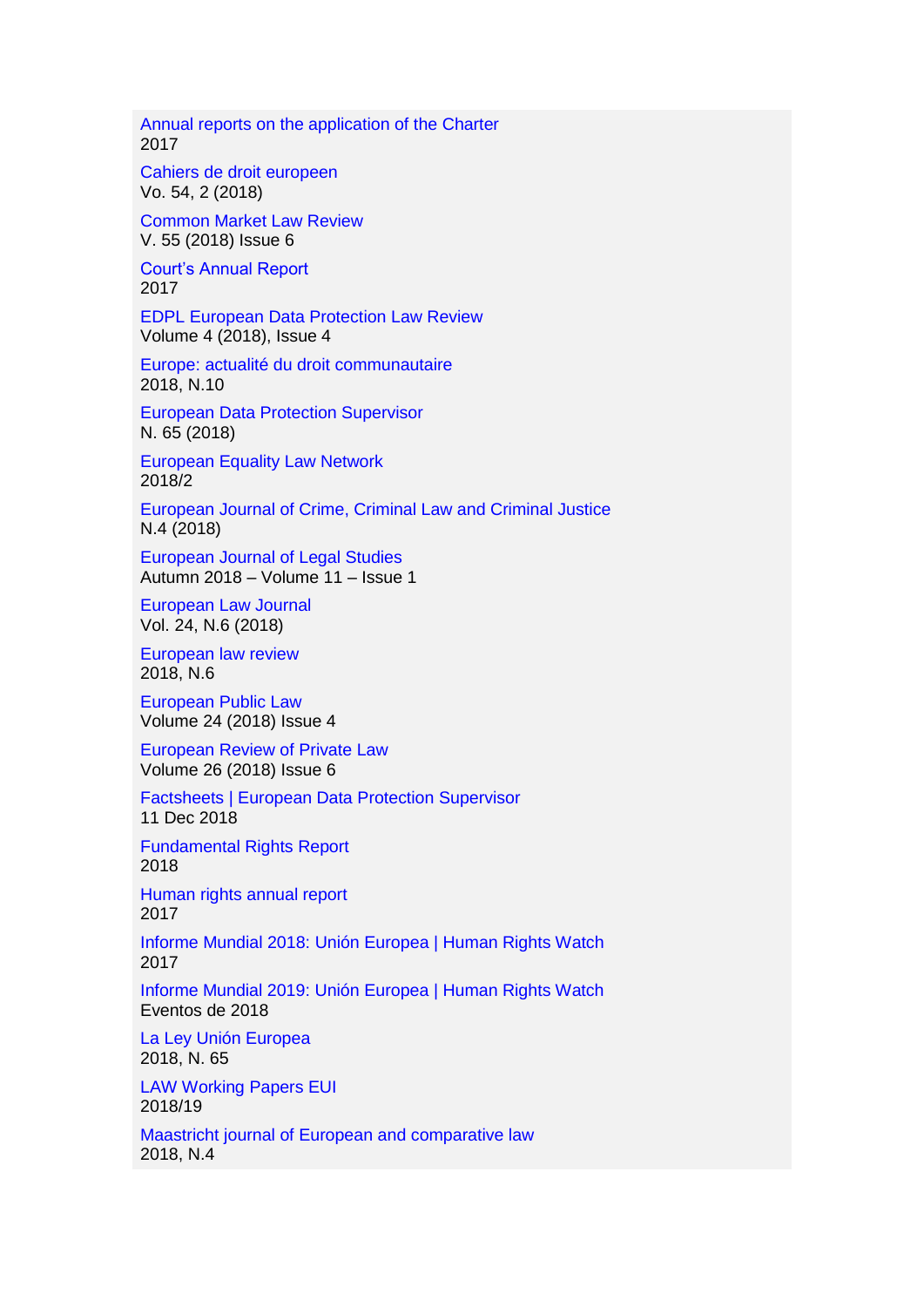Annual reports on the application of the Charter
2017

Cahiers de droit europeen
Vo. 54, 2 (2018)

Common Market Law Review
V. 55 (2018) Issue 6

Court's Annual Report
2017

EDPL European Data Protection Law Review
Volume 4 (2018), Issue 4

Europe: actualité du droit communautaire
2018, N.10

European Data Protection Supervisor
N. 65 (2018)

European Equality Law Network
2018/2

European Journal of Crime, Criminal Law and Criminal Justice
N.4 (2018)

European Journal of Legal Studies
Autumn 2018 – Volume 11 – Issue 1

European Law Journal
Vol. 24, N.6 (2018)

European law review
2018, N.6

European Public Law
Volume 24 (2018) Issue 4

European Review of Private Law
Volume 26 (2018) Issue 6

Factsheets | European Data Protection Supervisor
11 Dec 2018

Fundamental Rights Report
2018

Human rights annual report
2017

Informe Mundial 2018: Unión Europea | Human Rights Watch
2017

Informe Mundial 2019: Unión Europea | Human Rights Watch
Eventos de 2018

La Ley Unión Europea
2018, N. 65

LAW Working Papers EUI
2018/19

Maastricht journal of European and comparative law
2018, N.4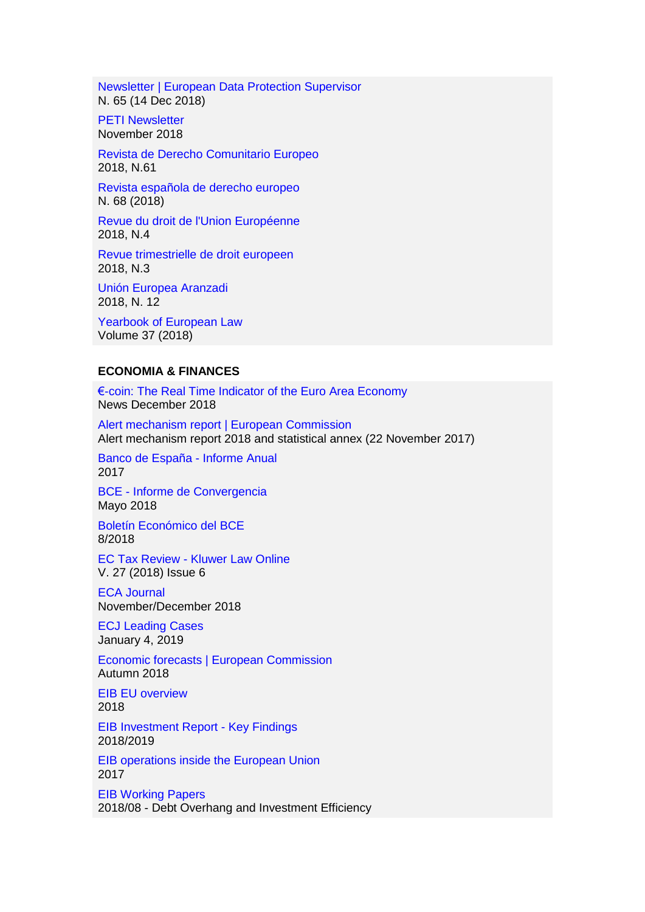Newsletter | European Data Protection Supervisor
N. 65 (14 Dec 2018)

PETI Newsletter
November 2018

Revista de Derecho Comunitario Europeo
2018, N.61

Revista española de derecho europeo
N. 68 (2018)

Revue du droit de l'Union Européenne
2018, N.4

Revue trimestrielle de droit europeen
2018, N.3

Unión Europea Aranzadi
2018, N. 12

Yearbook of European Law
Volume 37 (2018)

**ECONOMIA & FINANCES**

€-coin: The Real Time Indicator of the Euro Area Economy
News December 2018

Alert mechanism report | European Commission
Alert mechanism report 2018 and statistical annex (22 November 2017)

Banco de España - Informe Anual
2017

BCE - Informe de Convergencia
Mayo 2018

Boletín Económico del BCE
8/2018

EC Tax Review - Kluwer Law Online
V. 27 (2018) Issue 6

ECA Journal
November/December 2018

ECJ Leading Cases
January 4, 2019

Economic forecasts | European Commission
Autumn 2018

EIB EU overview
2018

EIB Investment Report - Key Findings
2018/2019

EIB operations inside the European Union
2017

EIB Working Papers
2018/08 - Debt Overhang and Investment Efficiency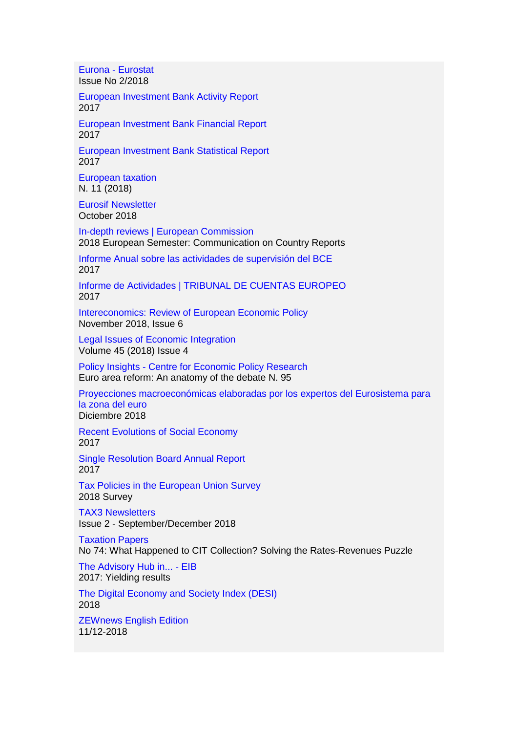Eurona - Eurostat
Issue No 2/2018

European Investment Bank Activity Report
2017

European Investment Bank Financial Report
2017

European Investment Bank Statistical Report
2017

European taxation
N. 11 (2018)

Eurosif Newsletter
October 2018

In-depth reviews | European Commission
2018 European Semester: Communication on Country Reports

Informe Anual sobre las actividades de supervisión del BCE
2017

Informe de Actividades | TRIBUNAL DE CUENTAS EUROPEO
2017

Intereconomics: Review of European Economic Policy
November 2018, Issue 6

Legal Issues of Economic Integration
Volume 45 (2018) Issue 4

Policy Insights - Centre for Economic Policy Research
Euro area reform: An anatomy of the debate N. 95

Proyecciones macroeconómicas elaboradas por los expertos del Eurosistema para la zona del euro
Diciembre 2018

Recent Evolutions of Social Economy
2017

Single Resolution Board Annual Report
2017

Tax Policies in the European Union Survey
2018 Survey

TAX3 Newsletters
Issue 2 - September/December 2018

Taxation Papers
No 74: What Happened to CIT Collection? Solving the Rates-Revenues Puzzle

The Advisory Hub in... - EIB
2017: Yielding results

The Digital Economy and Society Index (DESI)
2018

ZEWnews English Edition
11/12-2018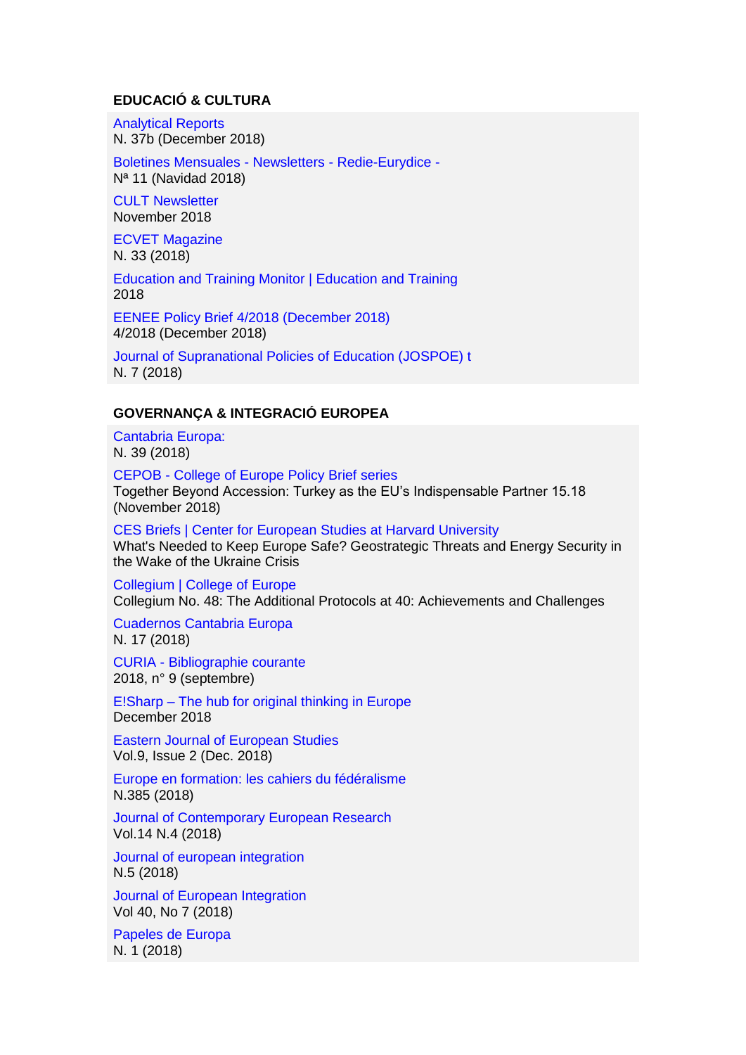## EDUCACIÓ & CULTURA

Analytical Reports
N. 37b (December 2018)

Boletines Mensuales - Newsletters - Redie-Eurydice -
Nª 11 (Navidad 2018)

CULT Newsletter
November 2018

ECVET Magazine
N. 33 (2018)

Education and Training Monitor | Education and Training
2018

EENEE Policy Brief 4/2018 (December 2018)
4/2018 (December 2018)

Journal of Supranational Policies of Education (JOSPOE) t
N. 7 (2018)

## GOVERNANÇA & INTEGRACIÓ EUROPEA

Cantabria Europa:
N. 39 (2018)

CEPOB - College of Europe Policy Brief series
Together Beyond Accession: Turkey as the EU's Indispensable Partner 15.18 (November 2018)

CES Briefs | Center for European Studies at Harvard University
What's Needed to Keep Europe Safe? Geostrategic Threats and Energy Security in the Wake of the Ukraine Crisis

Collegium | College of Europe
Collegium No. 48: The Additional Protocols at 40: Achievements and Challenges

Cuadernos Cantabria Europa
N. 17 (2018)

CURIA - Bibliographie courante
2018, n° 9 (septembre)

E!Sharp – The hub for original thinking in Europe
December 2018

Eastern Journal of European Studies
Vol.9, Issue 2 (Dec. 2018)

Europe en formation: les cahiers du fédéralisme
N.385 (2018)

Journal of Contemporary European Research
Vol.14 N.4 (2018)

Journal of european integration
N.5 (2018)

Journal of European Integration
Vol 40, No 7 (2018)

Papeles de Europa
N. 1 (2018)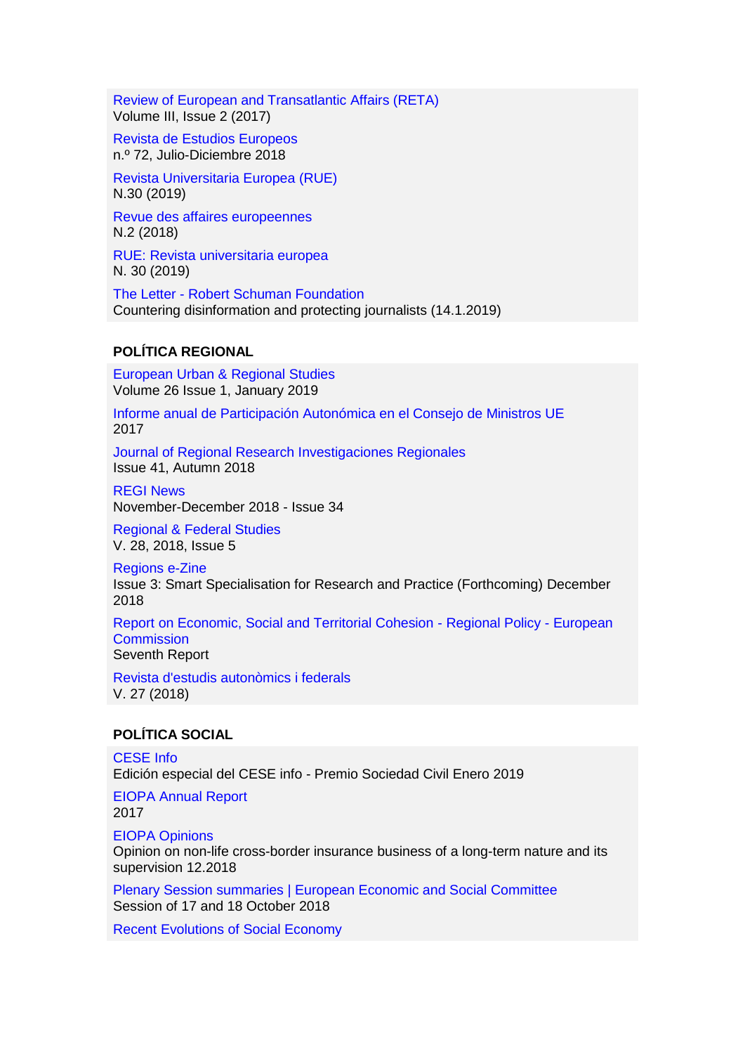Review of European and Transatlantic Affairs (RETA)
Volume III, Issue 2 (2017)

Revista de Estudios Europeos
n.º 72, Julio-Diciembre 2018

Revista Universitaria Europea (RUE)
N.30 (2019)

Revue des affaires europeennes
N.2 (2018)

RUE: Revista universitaria europea
N. 30 (2019)

The Letter - Robert Schuman Foundation
Countering disinformation and protecting journalists (14.1.2019)

**POLÍTICA REGIONAL**

European Urban & Regional Studies
Volume 26 Issue 1, January 2019

Informe anual de Participación Autonómica en el Consejo de Ministros UE
2017

Journal of Regional Research Investigaciones Regionales
Issue 41, Autumn 2018

REGI News
November-December 2018 - Issue 34

Regional & Federal Studies
V. 28, 2018, Issue 5

Regions e-Zine
Issue 3: Smart Specialisation for Research and Practice (Forthcoming) December 2018

Report on Economic, Social and Territorial Cohesion - Regional Policy - European Commission
Seventh Report

Revista d'estudis autonòmics i federals
V. 27 (2018)

**POLÍTICA SOCIAL**

CESE Info
Edición especial del CESE info - Premio Sociedad Civil Enero 2019

EIOPA Annual Report
2017

EIOPA Opinions
Opinion on non-life cross-border insurance business of a long-term nature and its supervision 12.2018

Plenary Session summaries | European Economic and Social Committee
Session of 17 and 18 October 2018

Recent Evolutions of Social Economy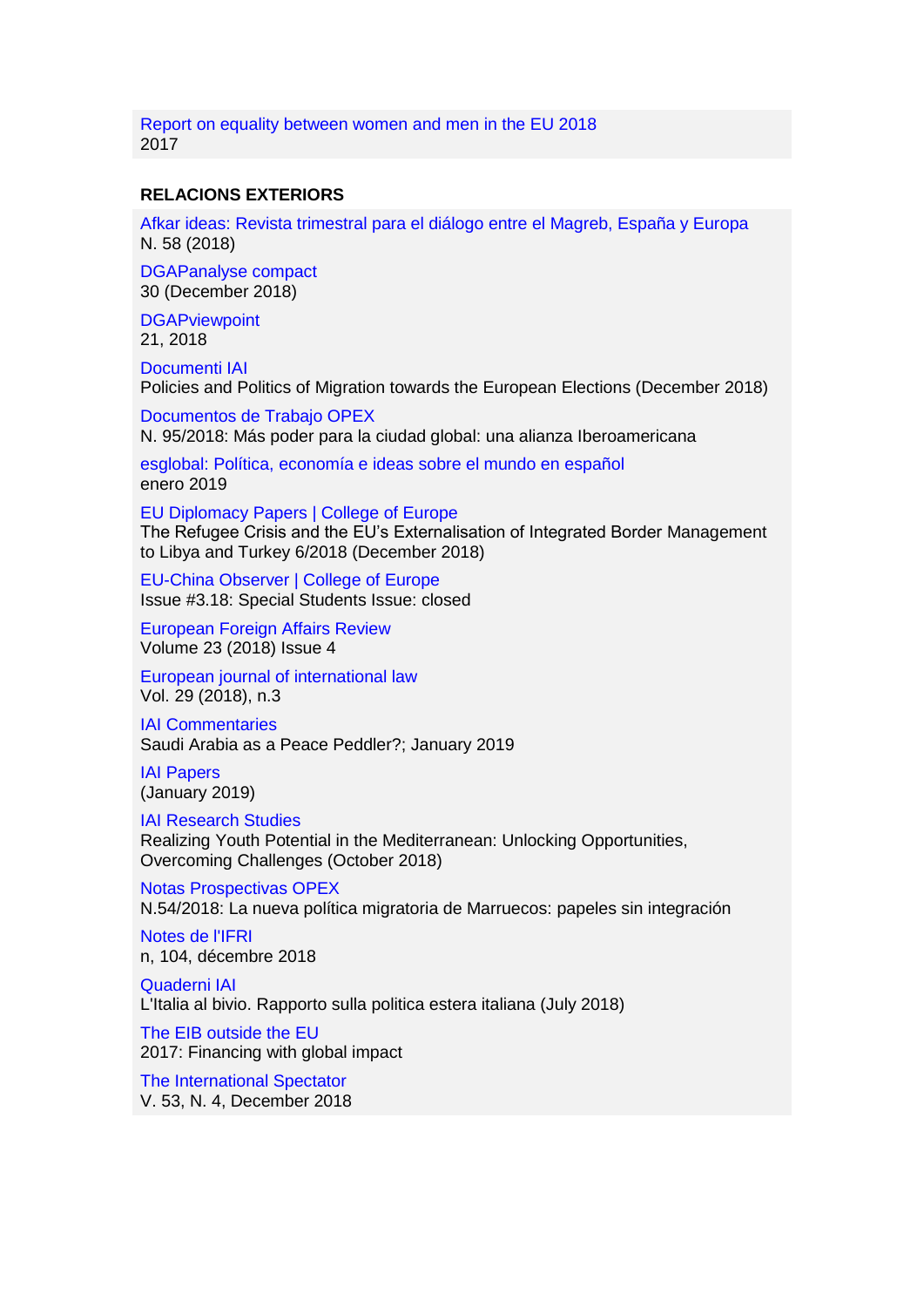Report on equality between women and men in the EU 2018
2017

**RELACIONS EXTERIORS**

Afkar ideas: Revista trimestral para el diálogo entre el Magreb, España y Europa
N. 58 (2018)

DGAPanalyse compact
30 (December 2018)

DGAPviewpoint
21, 2018

Documenti IAI
Policies and Politics of Migration towards the European Elections (December 2018)

Documentos de Trabajo OPEX
N. 95/2018: Más poder para la ciudad global: una alianza Iberoamericana

esglobal: Política, economía e ideas sobre el mundo en español
enero 2019

EU Diplomacy Papers | College of Europe
The Refugee Crisis and the EU's Externalisation of Integrated Border Management to Libya and Turkey 6/2018 (December 2018)

EU-China Observer | College of Europe
Issue #3.18: Special Students Issue: closed

European Foreign Affairs Review
Volume 23 (2018) Issue 4

European journal of international law
Vol. 29 (2018), n.3

IAI Commentaries
Saudi Arabia as a Peace Peddler?; January 2019

IAI Papers
(January 2019)

IAI Research Studies
Realizing Youth Potential in the Mediterranean: Unlocking Opportunities, Overcoming Challenges (October 2018)

Notas Prospectivas OPEX
N.54/2018: La nueva política migratoria de Marruecos: papeles sin integración

Notes de l'IFRI
n, 104, décembre 2018

Quaderni IAI
L'Italia al bivio. Rapporto sulla politica estera italiana (July 2018)

The EIB outside the EU
2017: Financing with global impact

The International Spectator
V. 53, N. 4, December 2018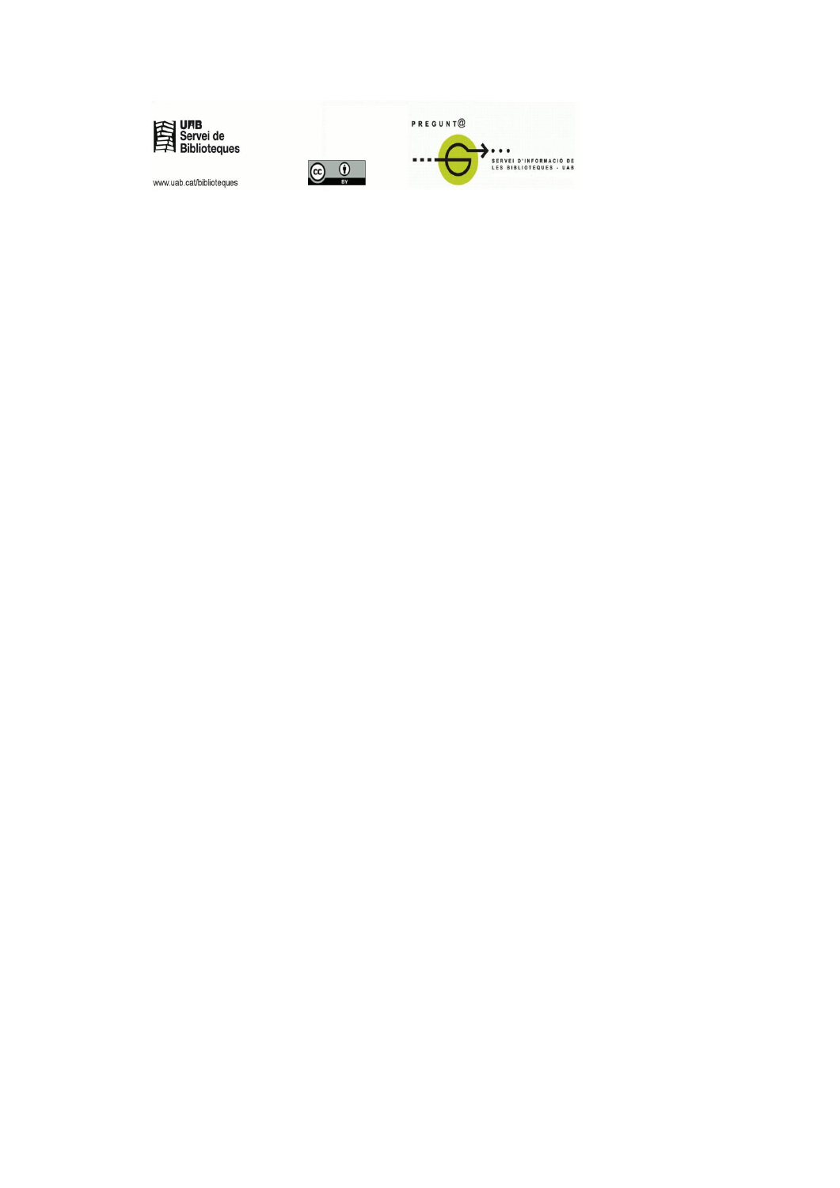UAB Servei de Biblioteques

www.uab.cat/biblioteques

PREGUNT@

SERVEI D'INFORMACIÓ DE LES BIBLIOTEQUES - UAB